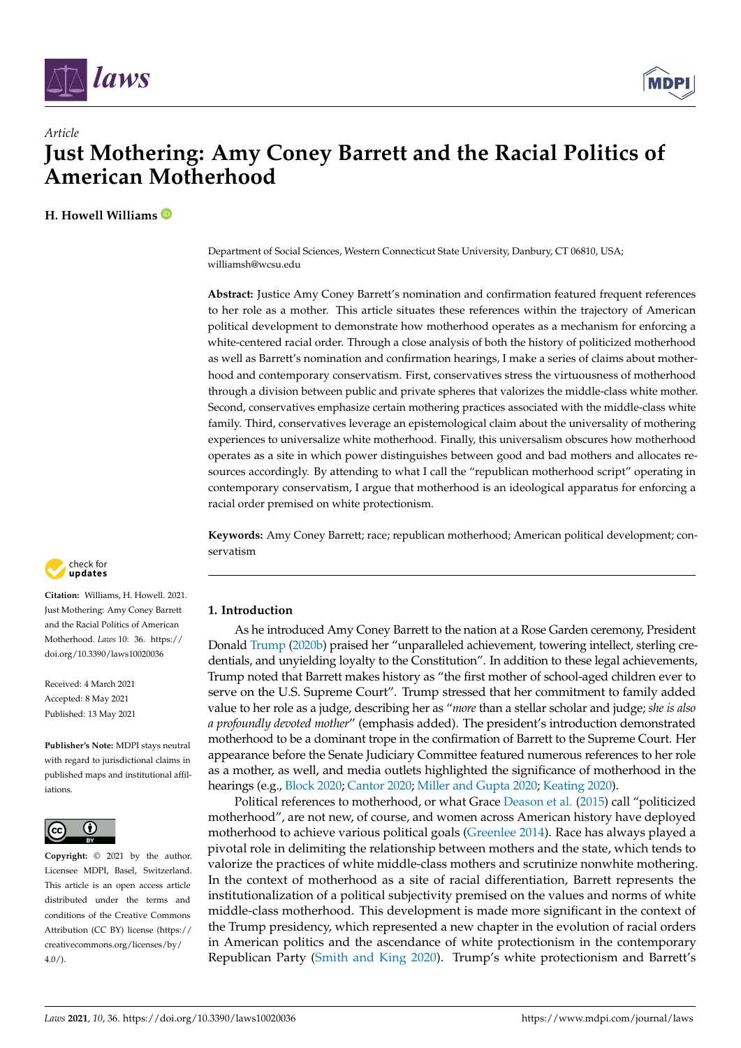Article

# Just Mothering: Amy Coney Barrett and the Racial Politics of American Motherhood

**H. Howell Williams**

Department of Social Sciences, Western Connecticut State University, Danbury, CT 06810, USA; williamsh@wcsu.edu

**Abstract:** Justice Amy Coney Barrett's nomination and confirmation featured frequent references to her role as a mother. This article situates these references within the trajectory of American political development to demonstrate how motherhood operates as a mechanism for enforcing a white-centered racial order. Through a close analysis of both the history of politicized motherhood as well as Barrett's nomination and confirmation hearings, I make a series of claims about motherhood and contemporary conservatism. First, conservatives stress the virtuousness of motherhood through a division between public and private spheres that valorizes the middle-class white mother. Second, conservatives emphasize certain mothering practices associated with the middle-class white family. Third, conservatives leverage an epistemological claim about the universality of mothering experiences to universalize white motherhood. Finally, this universalism obscures how motherhood operates as a site in which power distinguishes between good and bad mothers and allocates resources accordingly. By attending to what I call the "republican motherhood script" operating in contemporary conservatism, I argue that motherhood is an ideological apparatus for enforcing a racial order premised on white protectionism.

**Keywords:** Amy Coney Barrett; race; republican motherhood; American political development; conservatism

**Citation:** Williams, H. Howell. 2021. Just Mothering: Amy Coney Barrett and the Racial Politics of American Motherhood. *Laws* 10: 36. https://doi.org/10.3390/laws10020036

Received: 4 March 2021
Accepted: 8 May 2021
Published: 13 May 2021

**Publisher's Note:** MDPI stays neutral with regard to jurisdictional claims in published maps and institutional affiliations.

**Copyright:** © 2021 by the author. Licensee MDPI, Basel, Switzerland. This article is an open access article distributed under the terms and conditions of the Creative Commons Attribution (CC BY) license (https://creativecommons.org/licenses/by/4.0/).

## 1. Introduction

As he introduced Amy Coney Barrett to the nation at a Rose Garden ceremony, President Donald Trump (2020b) praised her "unparalleled achievement, towering intellect, sterling credentials, and unyielding loyalty to the Constitution". In addition to these legal achievements, Trump noted that Barrett makes history as "the first mother of school-aged children ever to serve on the U.S. Supreme Court". Trump stressed that her commitment to family added value to her role as a judge, describing her as "*more* than a stellar scholar and judge; *she is also a profoundly devoted mother*" (emphasis added). The president's introduction demonstrated motherhood to be a dominant trope in the confirmation of Barrett to the Supreme Court. Her appearance before the Senate Judiciary Committee featured numerous references to her role as a mother, as well, and media outlets highlighted the significance of motherhood in the hearings (e.g., Block 2020; Cantor 2020; Miller and Gupta 2020; Keating 2020).

Political references to motherhood, or what Grace Deason et al. (2015) call "politicized motherhood", are not new, of course, and women across American history have deployed motherhood to achieve various political goals (Greenlee 2014). Race has always played a pivotal role in delimiting the relationship between mothers and the state, which tends to valorize the practices of white middle-class mothers and scrutinize nonwhite mothering. In the context of motherhood as a site of racial differentiation, Barrett represents the institutionalization of a political subjectivity premised on the values and norms of white middle-class motherhood. This development is made more significant in the context of the Trump presidency, which represented a new chapter in the evolution of racial orders in American politics and the ascendance of white protectionism in the contemporary Republican Party (Smith and King 2020). Trump's white protectionism and Barrett's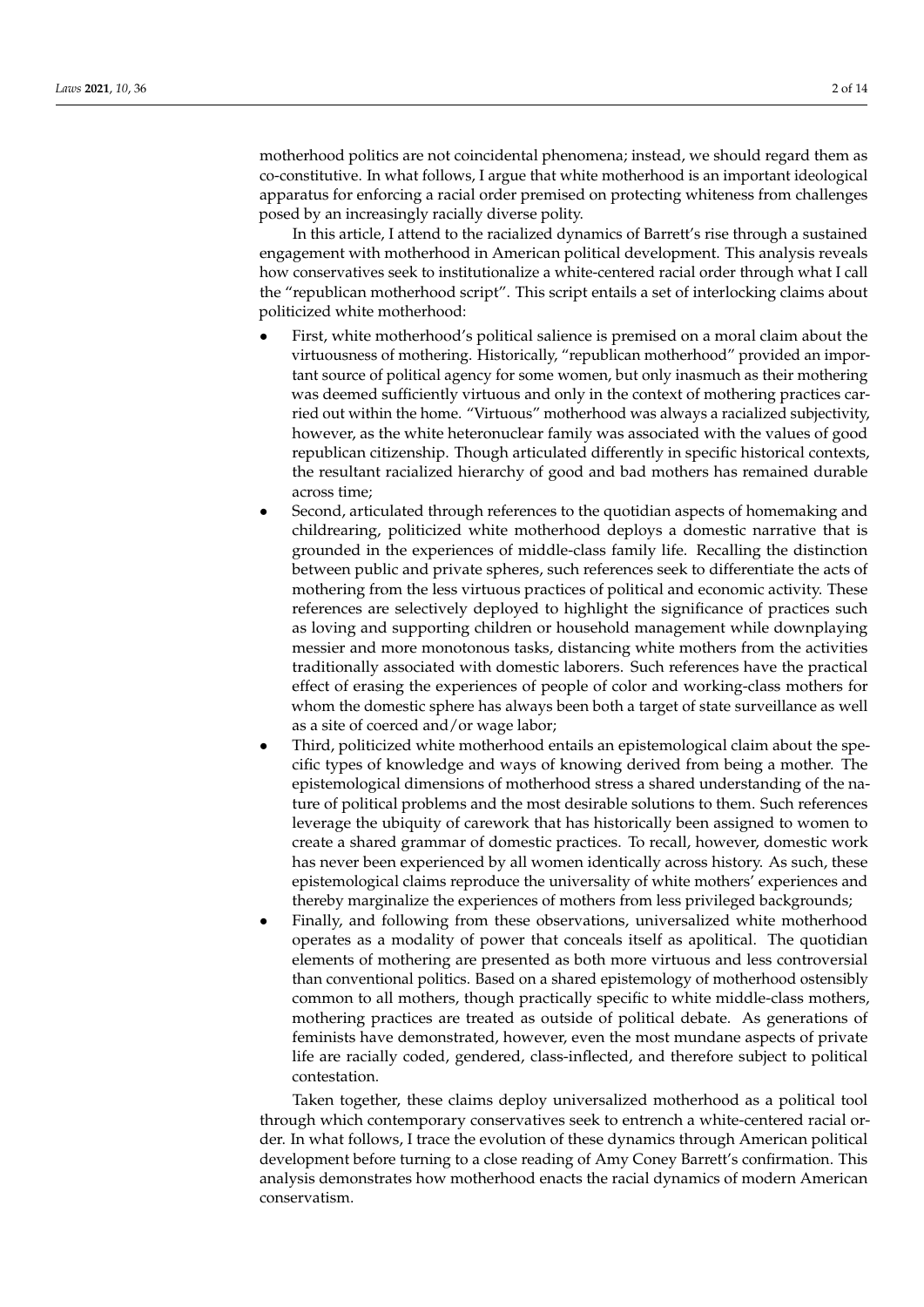motherhood politics are not coincidental phenomena; instead, we should regard them as co-constitutive. In what follows, I argue that white motherhood is an important ideological apparatus for enforcing a racial order premised on protecting whiteness from challenges posed by an increasingly racially diverse polity.

In this article, I attend to the racialized dynamics of Barrett's rise through a sustained engagement with motherhood in American political development. This analysis reveals how conservatives seek to institutionalize a white-centered racial order through what I call the "republican motherhood script". This script entails a set of interlocking claims about politicized white motherhood:

- First, white motherhood's political salience is premised on a moral claim about the virtuousness of mothering. Historically, "republican motherhood" provided an important source of political agency for some women, but only inasmuch as their mothering was deemed sufficiently virtuous and only in the context of mothering practices carried out within the home. "Virtuous" motherhood was always a racialized subjectivity, however, as the white heteronuclear family was associated with the values of good republican citizenship. Though articulated differently in specific historical contexts, the resultant racialized hierarchy of good and bad mothers has remained durable across time;
- Second, articulated through references to the quotidian aspects of homemaking and childrearing, politicized white motherhood deploys a domestic narrative that is grounded in the experiences of middle-class family life. Recalling the distinction between public and private spheres, such references seek to differentiate the acts of mothering from the less virtuous practices of political and economic activity. These references are selectively deployed to highlight the significance of practices such as loving and supporting children or household management while downplaying messier and more monotonous tasks, distancing white mothers from the activities traditionally associated with domestic laborers. Such references have the practical effect of erasing the experiences of people of color and working-class mothers for whom the domestic sphere has always been both a target of state surveillance as well as a site of coerced and/or wage labor;
- Third, politicized white motherhood entails an epistemological claim about the specific types of knowledge and ways of knowing derived from being a mother. The epistemological dimensions of motherhood stress a shared understanding of the nature of political problems and the most desirable solutions to them. Such references leverage the ubiquity of carework that has historically been assigned to women to create a shared grammar of domestic practices. To recall, however, domestic work has never been experienced by all women identically across history. As such, these epistemological claims reproduce the universality of white mothers' experiences and thereby marginalize the experiences of mothers from less privileged backgrounds;
- Finally, and following from these observations, universalized white motherhood operates as a modality of power that conceals itself as apolitical. The quotidian elements of mothering are presented as both more virtuous and less controversial than conventional politics. Based on a shared epistemology of motherhood ostensibly common to all mothers, though practically specific to white middle-class mothers, mothering practices are treated as outside of political debate. As generations of feminists have demonstrated, however, even the most mundane aspects of private life are racially coded, gendered, class-inflected, and therefore subject to political contestation.

Taken together, these claims deploy universalized motherhood as a political tool through which contemporary conservatives seek to entrench a white-centered racial order. In what follows, I trace the evolution of these dynamics through American political development before turning to a close reading of Amy Coney Barrett's confirmation. This analysis demonstrates how motherhood enacts the racial dynamics of modern American conservatism.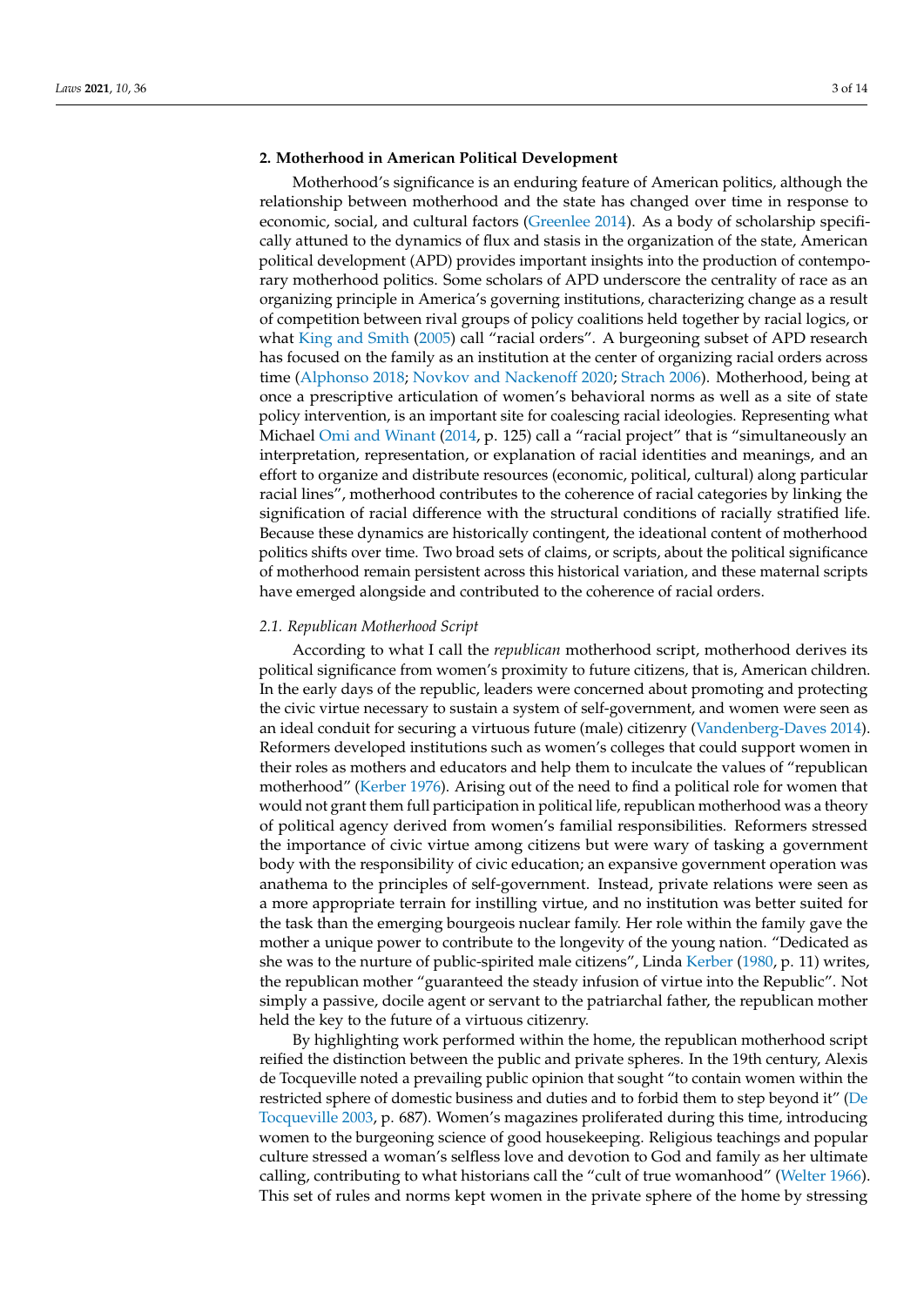## 2. Motherhood in American Political Development

Motherhood's significance is an enduring feature of American politics, although the relationship between motherhood and the state has changed over time in response to economic, social, and cultural factors (Greenlee 2014). As a body of scholarship specifically attuned to the dynamics of flux and stasis in the organization of the state, American political development (APD) provides important insights into the production of contemporary motherhood politics. Some scholars of APD underscore the centrality of race as an organizing principle in America's governing institutions, characterizing change as a result of competition between rival groups of policy coalitions held together by racial logics, or what King and Smith (2005) call "racial orders". A burgeoning subset of APD research has focused on the family as an institution at the center of organizing racial orders across time (Alphonso 2018; Novkov and Nackenoff 2020; Strach 2006). Motherhood, being at once a prescriptive articulation of women's behavioral norms as well as a site of state policy intervention, is an important site for coalescing racial ideologies. Representing what Michael Omi and Winant (2014, p. 125) call a "racial project" that is "simultaneously an interpretation, representation, or explanation of racial identities and meanings, and an effort to organize and distribute resources (economic, political, cultural) along particular racial lines", motherhood contributes to the coherence of racial categories by linking the signification of racial difference with the structural conditions of racially stratified life. Because these dynamics are historically contingent, the ideational content of motherhood politics shifts over time. Two broad sets of claims, or scripts, about the political significance of motherhood remain persistent across this historical variation, and these maternal scripts have emerged alongside and contributed to the coherence of racial orders.

### 2.1. Republican Motherhood Script

According to what I call the *republican* motherhood script, motherhood derives its political significance from women's proximity to future citizens, that is, American children. In the early days of the republic, leaders were concerned about promoting and protecting the civic virtue necessary to sustain a system of self-government, and women were seen as an ideal conduit for securing a virtuous future (male) citizenry (Vandenberg-Daves 2014). Reformers developed institutions such as women's colleges that could support women in their roles as mothers and educators and help them to inculcate the values of "republican motherhood" (Kerber 1976). Arising out of the need to find a political role for women that would not grant them full participation in political life, republican motherhood was a theory of political agency derived from women's familial responsibilities. Reformers stressed the importance of civic virtue among citizens but were wary of tasking a government body with the responsibility of civic education; an expansive government operation was anathema to the principles of self-government. Instead, private relations were seen as a more appropriate terrain for instilling virtue, and no institution was better suited for the task than the emerging bourgeois nuclear family. Her role within the family gave the mother a unique power to contribute to the longevity of the young nation. "Dedicated as she was to the nurture of public-spirited male citizens", Linda Kerber (1980, p. 11) writes, the republican mother "guaranteed the steady infusion of virtue into the Republic". Not simply a passive, docile agent or servant to the patriarchal father, the republican mother held the key to the future of a virtuous citizenry.

By highlighting work performed within the home, the republican motherhood script reified the distinction between the public and private spheres. In the 19th century, Alexis de Tocqueville noted a prevailing public opinion that sought "to contain women within the restricted sphere of domestic business and duties and to forbid them to step beyond it" (De Tocqueville 2003, p. 687). Women's magazines proliferated during this time, introducing women to the burgeoning science of good housekeeping. Religious teachings and popular culture stressed a woman's selfless love and devotion to God and family as her ultimate calling, contributing to what historians call the "cult of true womanhood" (Welter 1966). This set of rules and norms kept women in the private sphere of the home by stressing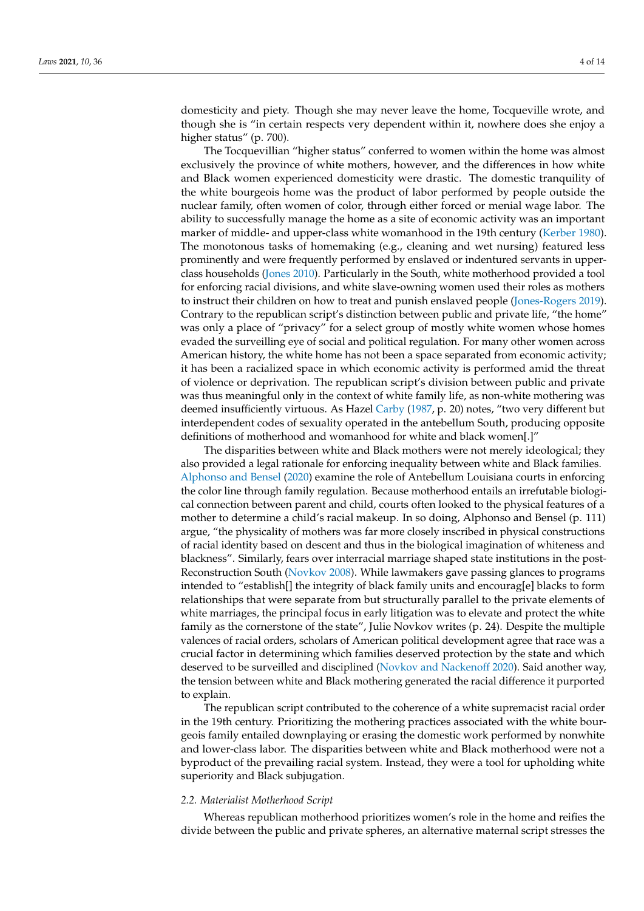domesticity and piety. Though she may never leave the home, Tocqueville wrote, and though she is "in certain respects very dependent within it, nowhere does she enjoy a higher status" (p. 700).

The Tocquevillian "higher status" conferred to women within the home was almost exclusively the province of white mothers, however, and the differences in how white and Black women experienced domesticity were drastic. The domestic tranquility of the white bourgeois home was the product of labor performed by people outside the nuclear family, often women of color, through either forced or menial wage labor. The ability to successfully manage the home as a site of economic activity was an important marker of middle- and upper-class white womanhood in the 19th century (Kerber 1980). The monotonous tasks of homemaking (e.g., cleaning and wet nursing) featured less prominently and were frequently performed by enslaved or indentured servants in upper-class households (Jones 2010). Particularly in the South, white motherhood provided a tool for enforcing racial divisions, and white slave-owning women used their roles as mothers to instruct their children on how to treat and punish enslaved people (Jones-Rogers 2019). Contrary to the republican script's distinction between public and private life, "the home" was only a place of "privacy" for a select group of mostly white women whose homes evaded the surveilling eye of social and political regulation. For many other women across American history, the white home has not been a space separated from economic activity; it has been a racialized space in which economic activity is performed amid the threat of violence or deprivation. The republican script's division between public and private was thus meaningful only in the context of white family life, as non-white mothering was deemed insufficiently virtuous. As Hazel Carby (1987, p. 20) notes, "two very different but interdependent codes of sexuality operated in the antebellum South, producing opposite definitions of motherhood and womanhood for white and black women[.]"

The disparities between white and Black mothers were not merely ideological; they also provided a legal rationale for enforcing inequality between white and Black families. Alphonso and Bensel (2020) examine the role of Antebellum Louisiana courts in enforcing the color line through family regulation. Because motherhood entails an irrefutable biological connection between parent and child, courts often looked to the physical features of a mother to determine a child's racial makeup. In so doing, Alphonso and Bensel (p. 111) argue, "the physicality of mothers was far more closely inscribed in physical constructions of racial identity based on descent and thus in the biological imagination of whiteness and blackness". Similarly, fears over interracial marriage shaped state institutions in the post-Reconstruction South (Novkov 2008). While lawmakers gave passing glances to programs intended to "establish[] the integrity of black family units and encourag[e] blacks to form relationships that were separate from but structurally parallel to the private elements of white marriages, the principal focus in early litigation was to elevate and protect the white family as the cornerstone of the state", Julie Novkov writes (p. 24). Despite the multiple valences of racial orders, scholars of American political development agree that race was a crucial factor in determining which families deserved protection by the state and which deserved to be surveilled and disciplined (Novkov and Nackenoff 2020). Said another way, the tension between white and Black mothering generated the racial difference it purported to explain.

The republican script contributed to the coherence of a white supremacist racial order in the 19th century. Prioritizing the mothering practices associated with the white bourgeois family entailed downplaying or erasing the domestic work performed by nonwhite and lower-class labor. The disparities between white and Black motherhood were not a byproduct of the prevailing racial system. Instead, they were a tool for upholding white superiority and Black subjugation.

### *2.2. Materialist Motherhood Script*

Whereas republican motherhood prioritizes women's role in the home and reifies the divide between the public and private spheres, an alternative maternal script stresses the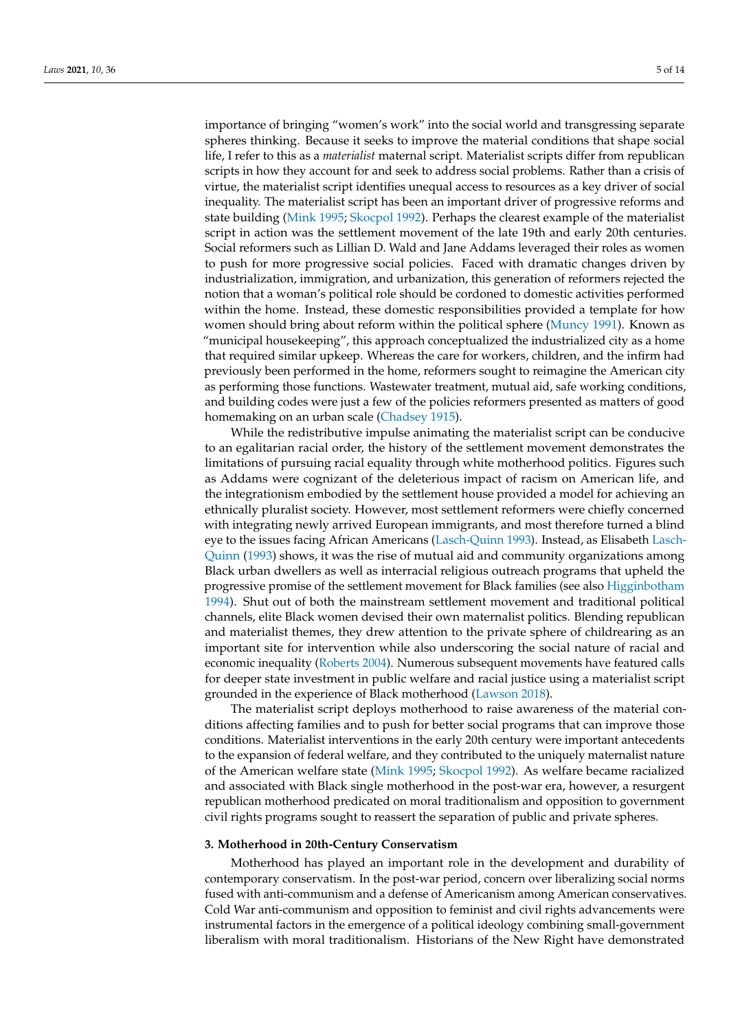importance of bringing "women's work" into the social world and transgressing separate spheres thinking. Because it seeks to improve the material conditions that shape social life, I refer to this as a *materialist* maternal script. Materialist scripts differ from republican scripts in how they account for and seek to address social problems. Rather than a crisis of virtue, the materialist script identifies unequal access to resources as a key driver of social inequality. The materialist script has been an important driver of progressive reforms and state building (Mink 1995; Skocpol 1992). Perhaps the clearest example of the materialist script in action was the settlement movement of the late 19th and early 20th centuries. Social reformers such as Lillian D. Wald and Jane Addams leveraged their roles as women to push for more progressive social policies. Faced with dramatic changes driven by industrialization, immigration, and urbanization, this generation of reformers rejected the notion that a woman's political role should be cordoned to domestic activities performed within the home. Instead, these domestic responsibilities provided a template for how women should bring about reform within the political sphere (Muncy 1991). Known as "municipal housekeeping", this approach conceptualized the industrialized city as a home that required similar upkeep. Whereas the care for workers, children, and the infirm had previously been performed in the home, reformers sought to reimagine the American city as performing those functions. Wastewater treatment, mutual aid, safe working conditions, and building codes were just a few of the policies reformers presented as matters of good homemaking on an urban scale (Chadsey 1915).

While the redistributive impulse animating the materialist script can be conducive to an egalitarian racial order, the history of the settlement movement demonstrates the limitations of pursuing racial equality through white motherhood politics. Figures such as Addams were cognizant of the deleterious impact of racism on American life, and the integrationism embodied by the settlement house provided a model for achieving an ethnically pluralist society. However, most settlement reformers were chiefly concerned with integrating newly arrived European immigrants, and most therefore turned a blind eye to the issues facing African Americans (Lasch-Quinn 1993). Instead, as Elisabeth Lasch-Quinn (1993) shows, it was the rise of mutual aid and community organizations among Black urban dwellers as well as interracial religious outreach programs that upheld the progressive promise of the settlement movement for Black families (see also Higginbotham 1994). Shut out of both the mainstream settlement movement and traditional political channels, elite Black women devised their own maternalist politics. Blending republican and materialist themes, they drew attention to the private sphere of childrearing as an important site for intervention while also underscoring the social nature of racial and economic inequality (Roberts 2004). Numerous subsequent movements have featured calls for deeper state investment in public welfare and racial justice using a materialist script grounded in the experience of Black motherhood (Lawson 2018).

The materialist script deploys motherhood to raise awareness of the material conditions affecting families and to push for better social programs that can improve those conditions. Materialist interventions in the early 20th century were important antecedents to the expansion of federal welfare, and they contributed to the uniquely maternalist nature of the American welfare state (Mink 1995; Skocpol 1992). As welfare became racialized and associated with Black single motherhood in the post-war era, however, a resurgent republican motherhood predicated on moral traditionalism and opposition to government civil rights programs sought to reassert the separation of public and private spheres.

## 3. Motherhood in 20th-Century Conservatism

Motherhood has played an important role in the development and durability of contemporary conservatism. In the post-war period, concern over liberalizing social norms fused with anti-communism and a defense of Americanism among American conservatives. Cold War anti-communism and opposition to feminist and civil rights advancements were instrumental factors in the emergence of a political ideology combining small-government liberalism with moral traditionalism. Historians of the New Right have demonstrated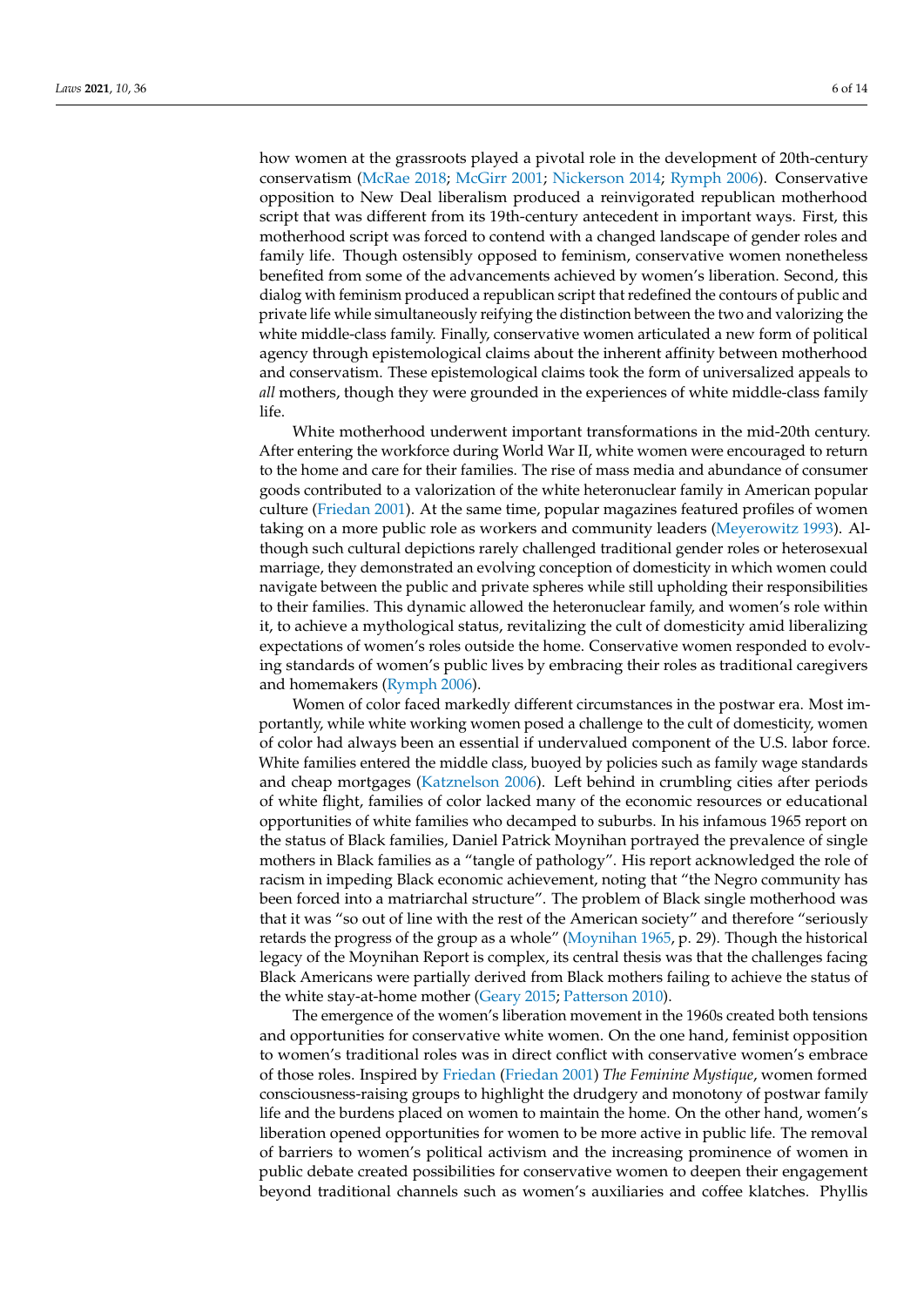how women at the grassroots played a pivotal role in the development of 20th-century conservatism (McRae 2018; McGirr 2001; Nickerson 2014; Rymph 2006). Conservative opposition to New Deal liberalism produced a reinvigorated republican motherhood script that was different from its 19th-century antecedent in important ways. First, this motherhood script was forced to contend with a changed landscape of gender roles and family life. Though ostensibly opposed to feminism, conservative women nonetheless benefited from some of the advancements achieved by women's liberation. Second, this dialog with feminism produced a republican script that redefined the contours of public and private life while simultaneously reifying the distinction between the two and valorizing the white middle-class family. Finally, conservative women articulated a new form of political agency through epistemological claims about the inherent affinity between motherhood and conservatism. These epistemological claims took the form of universalized appeals to *all* mothers, though they were grounded in the experiences of white middle-class family life.

White motherhood underwent important transformations in the mid-20th century. After entering the workforce during World War II, white women were encouraged to return to the home and care for their families. The rise of mass media and abundance of consumer goods contributed to a valorization of the white heteronuclear family in American popular culture (Friedan 2001). At the same time, popular magazines featured profiles of women taking on a more public role as workers and community leaders (Meyerowitz 1993). Although such cultural depictions rarely challenged traditional gender roles or heterosexual marriage, they demonstrated an evolving conception of domesticity in which women could navigate between the public and private spheres while still upholding their responsibilities to their families. This dynamic allowed the heteronuclear family, and women's role within it, to achieve a mythological status, revitalizing the cult of domesticity amid liberalizing expectations of women's roles outside the home. Conservative women responded to evolving standards of women's public lives by embracing their roles as traditional caregivers and homemakers (Rymph 2006).

Women of color faced markedly different circumstances in the postwar era. Most importantly, while white working women posed a challenge to the cult of domesticity, women of color had always been an essential if undervalued component of the U.S. labor force. White families entered the middle class, buoyed by policies such as family wage standards and cheap mortgages (Katznelson 2006). Left behind in crumbling cities after periods of white flight, families of color lacked many of the economic resources or educational opportunities of white families who decamped to suburbs. In his infamous 1965 report on the status of Black families, Daniel Patrick Moynihan portrayed the prevalence of single mothers in Black families as a "tangle of pathology". His report acknowledged the role of racism in impeding Black economic achievement, noting that "the Negro community has been forced into a matriarchal structure". The problem of Black single motherhood was that it was "so out of line with the rest of the American society" and therefore "seriously retards the progress of the group as a whole" (Moynihan 1965, p. 29). Though the historical legacy of the Moynihan Report is complex, its central thesis was that the challenges facing Black Americans were partially derived from Black mothers failing to achieve the status of the white stay-at-home mother (Geary 2015; Patterson 2010).

The emergence of the women's liberation movement in the 1960s created both tensions and opportunities for conservative white women. On the one hand, feminist opposition to women's traditional roles was in direct conflict with conservative women's embrace of those roles. Inspired by Friedan (Friedan 2001) *The Feminine Mystique*, women formed consciousness-raising groups to highlight the drudgery and monotony of postwar family life and the burdens placed on women to maintain the home. On the other hand, women's liberation opened opportunities for women to be more active in public life. The removal of barriers to women's political activism and the increasing prominence of women in public debate created possibilities for conservative women to deepen their engagement beyond traditional channels such as women's auxiliaries and coffee klatches. Phyllis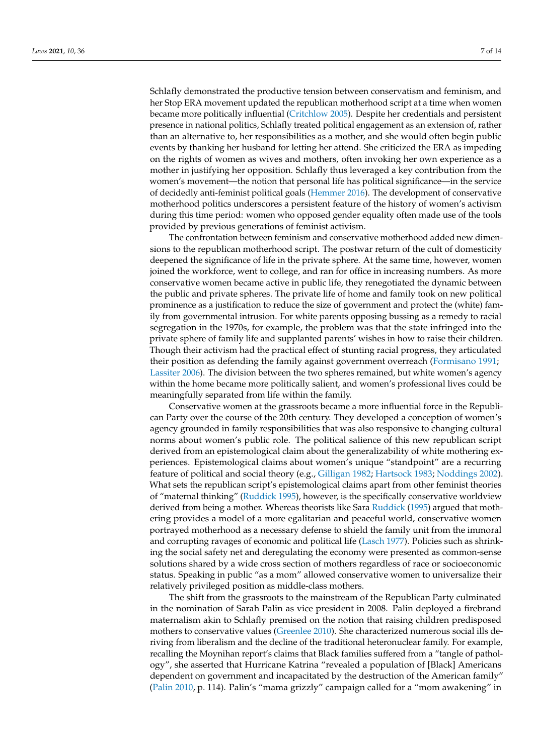Schlafly demonstrated the productive tension between conservatism and feminism, and her Stop ERA movement updated the republican motherhood script at a time when women became more politically influential (Critchlow 2005). Despite her credentials and persistent presence in national politics, Schlafly treated political engagement as an extension of, rather than an alternative to, her responsibilities as a mother, and she would often begin public events by thanking her husband for letting her attend. She criticized the ERA as impeding on the rights of women as wives and mothers, often invoking her own experience as a mother in justifying her opposition. Schlafly thus leveraged a key contribution from the women's movement—the notion that personal life has political significance—in the service of decidedly anti-feminist political goals (Hemmer 2016). The development of conservative motherhood politics underscores a persistent feature of the history of women's activism during this time period: women who opposed gender equality often made use of the tools provided by previous generations of feminist activism.

The confrontation between feminism and conservative motherhood added new dimensions to the republican motherhood script. The postwar return of the cult of domesticity deepened the significance of life in the private sphere. At the same time, however, women joined the workforce, went to college, and ran for office in increasing numbers. As more conservative women became active in public life, they renegotiated the dynamic between the public and private spheres. The private life of home and family took on new political prominence as a justification to reduce the size of government and protect the (white) family from governmental intrusion. For white parents opposing bussing as a remedy to racial segregation in the 1970s, for example, the problem was that the state infringed into the private sphere of family life and supplanted parents' wishes in how to raise their children. Though their activism had the practical effect of stunting racial progress, they articulated their position as defending the family against government overreach (Formisano 1991; Lassiter 2006). The division between the two spheres remained, but white women's agency within the home became more politically salient, and women's professional lives could be meaningfully separated from life within the family.

Conservative women at the grassroots became a more influential force in the Republican Party over the course of the 20th century. They developed a conception of women's agency grounded in family responsibilities that was also responsive to changing cultural norms about women's public role. The political salience of this new republican script derived from an epistemological claim about the generalizability of white mothering experiences. Epistemological claims about women's unique "standpoint" are a recurring feature of political and social theory (e.g., Gilligan 1982; Hartsock 1983; Noddings 2002). What sets the republican script's epistemological claims apart from other feminist theories of "maternal thinking" (Ruddick 1995), however, is the specifically conservative worldview derived from being a mother. Whereas theorists like Sara Ruddick (1995) argued that mothering provides a model of a more egalitarian and peaceful world, conservative women portrayed motherhood as a necessary defense to shield the family unit from the immoral and corrupting ravages of economic and political life (Lasch 1977). Policies such as shrinking the social safety net and deregulating the economy were presented as common-sense solutions shared by a wide cross section of mothers regardless of race or socioeconomic status. Speaking in public "as a mom" allowed conservative women to universalize their relatively privileged position as middle-class mothers.

The shift from the grassroots to the mainstream of the Republican Party culminated in the nomination of Sarah Palin as vice president in 2008. Palin deployed a firebrand maternalism akin to Schlafly premised on the notion that raising children predisposed mothers to conservative values (Greenlee 2010). She characterized numerous social ills deriving from liberalism and the decline of the traditional heteronuclear family. For example, recalling the Moynihan report's claims that Black families suffered from a "tangle of pathology", she asserted that Hurricane Katrina "revealed a population of [Black] Americans dependent on government and incapacitated by the destruction of the American family" (Palin 2010, p. 114). Palin's "mama grizzly" campaign called for a "mom awakening" in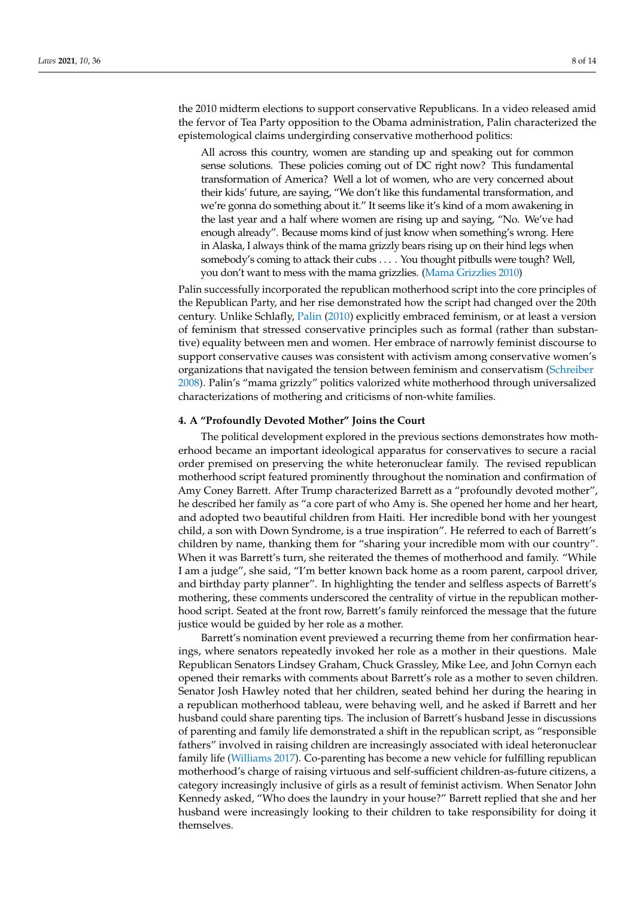the 2010 midterm elections to support conservative Republicans. In a video released amid the fervor of Tea Party opposition to the Obama administration, Palin characterized the epistemological claims undergirding conservative motherhood politics:

> All across this country, women are standing up and speaking out for common sense solutions. These policies coming out of DC right now? This fundamental transformation of America? Well a lot of women, who are very concerned about their kids' future, are saying, "We don't like this fundamental transformation, and we're gonna do something about it." It seems like it's kind of a mom awakening in the last year and a half where women are rising up and saying, "No. We've had enough already". Because moms kind of just know when something's wrong. Here in Alaska, I always think of the mama grizzly bears rising up on their hind legs when somebody's coming to attack their cubs . . . . You thought pitbulls were tough? Well, you don't want to mess with the mama grizzlies. (Mama Grizzlies 2010)

Palin successfully incorporated the republican motherhood script into the core principles of the Republican Party, and her rise demonstrated how the script had changed over the 20th century. Unlike Schlafly, Palin (2010) explicitly embraced feminism, or at least a version of feminism that stressed conservative principles such as formal (rather than substantive) equality between men and women. Her embrace of narrowly feminist discourse to support conservative causes was consistent with activism among conservative women's organizations that navigated the tension between feminism and conservatism (Schreiber 2008). Palin's "mama grizzly" politics valorized white motherhood through universalized characterizations of mothering and criticisms of non-white families.

## 4. A "Profoundly Devoted Mother" Joins the Court

The political development explored in the previous sections demonstrates how motherhood became an important ideological apparatus for conservatives to secure a racial order premised on preserving the white heteronuclear family. The revised republican motherhood script featured prominently throughout the nomination and confirmation of Amy Coney Barrett. After Trump characterized Barrett as a "profoundly devoted mother", he described her family as "a core part of who Amy is. She opened her home and her heart, and adopted two beautiful children from Haiti. Her incredible bond with her youngest child, a son with Down Syndrome, is a true inspiration". He referred to each of Barrett's children by name, thanking them for "sharing your incredible mom with our country". When it was Barrett's turn, she reiterated the themes of motherhood and family. "While I am a judge", she said, "I'm better known back home as a room parent, carpool driver, and birthday party planner". In highlighting the tender and selfless aspects of Barrett's mothering, these comments underscored the centrality of virtue in the republican motherhood script. Seated at the front row, Barrett's family reinforced the message that the future justice would be guided by her role as a mother.

Barrett's nomination event previewed a recurring theme from her confirmation hearings, where senators repeatedly invoked her role as a mother in their questions. Male Republican Senators Lindsey Graham, Chuck Grassley, Mike Lee, and John Cornyn each opened their remarks with comments about Barrett's role as a mother to seven children. Senator Josh Hawley noted that her children, seated behind her during the hearing in a republican motherhood tableau, were behaving well, and he asked if Barrett and her husband could share parenting tips. The inclusion of Barrett's husband Jesse in discussions of parenting and family life demonstrated a shift in the republican script, as "responsible fathers" involved in raising children are increasingly associated with ideal heteronuclear family life (Williams 2017). Co-parenting has become a new vehicle for fulfilling republican motherhood's charge of raising virtuous and self-sufficient children-as-future citizens, a category increasingly inclusive of girls as a result of feminist activism. When Senator John Kennedy asked, "Who does the laundry in your house?" Barrett replied that she and her husband were increasingly looking to their children to take responsibility for doing it themselves.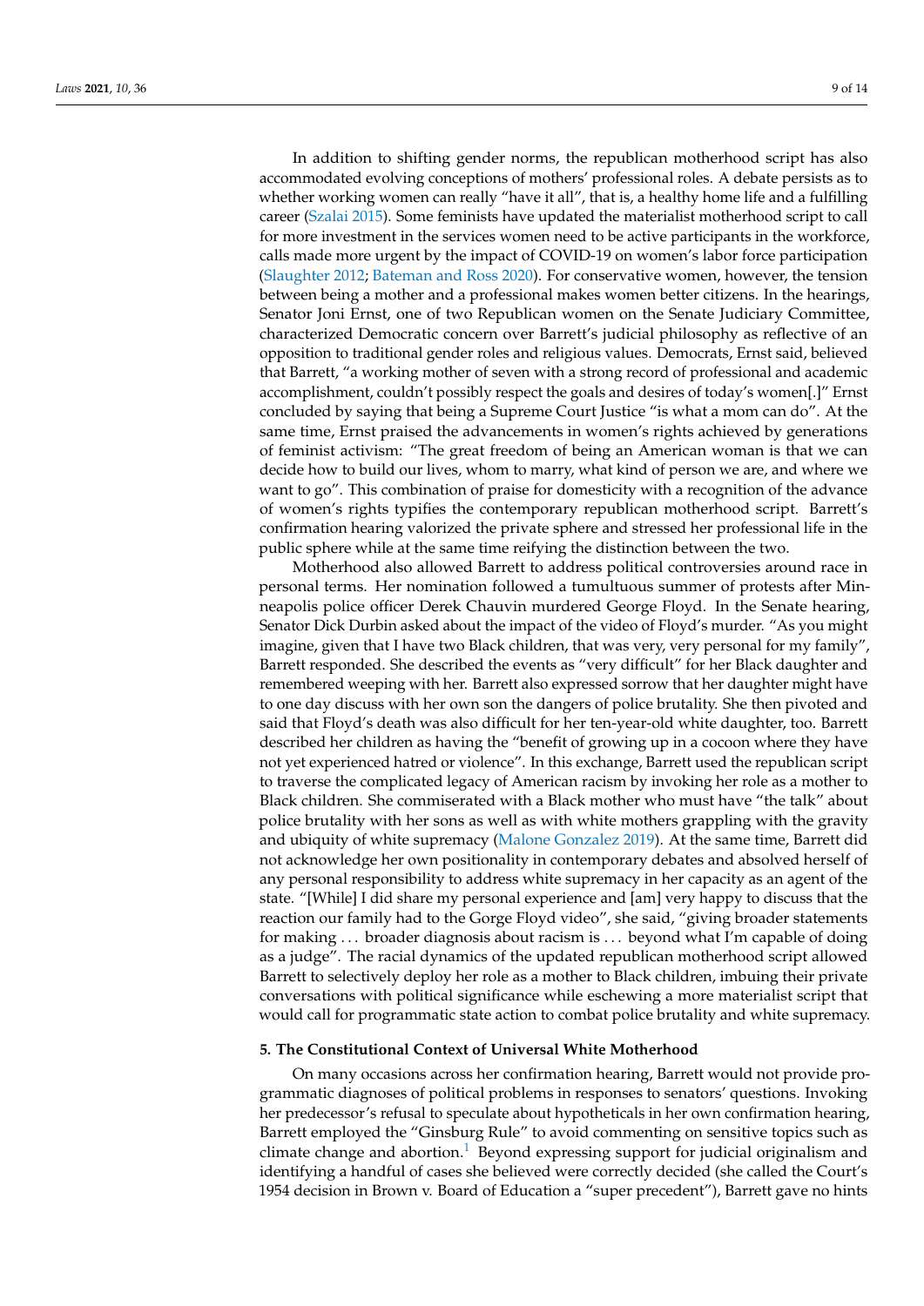In addition to shifting gender norms, the republican motherhood script has also accommodated evolving conceptions of mothers' professional roles. A debate persists as to whether working women can really "have it all", that is, a healthy home life and a fulfilling career (Szalai 2015). Some feminists have updated the materialist motherhood script to call for more investment in the services women need to be active participants in the workforce, calls made more urgent by the impact of COVID-19 on women's labor force participation (Slaughter 2012; Bateman and Ross 2020). For conservative women, however, the tension between being a mother and a professional makes women better citizens. In the hearings, Senator Joni Ernst, one of two Republican women on the Senate Judiciary Committee, characterized Democratic concern over Barrett's judicial philosophy as reflective of an opposition to traditional gender roles and religious values. Democrats, Ernst said, believed that Barrett, "a working mother of seven with a strong record of professional and academic accomplishment, couldn't possibly respect the goals and desires of today's women[.]" Ernst concluded by saying that being a Supreme Court Justice "is what a mom can do". At the same time, Ernst praised the advancements in women's rights achieved by generations of feminist activism: "The great freedom of being an American woman is that we can decide how to build our lives, whom to marry, what kind of person we are, and where we want to go". This combination of praise for domesticity with a recognition of the advance of women's rights typifies the contemporary republican motherhood script. Barrett's confirmation hearing valorized the private sphere and stressed her professional life in the public sphere while at the same time reifying the distinction between the two.

Motherhood also allowed Barrett to address political controversies around race in personal terms. Her nomination followed a tumultuous summer of protests after Minneapolis police officer Derek Chauvin murdered George Floyd. In the Senate hearing, Senator Dick Durbin asked about the impact of the video of Floyd's murder. "As you might imagine, given that I have two Black children, that was very, very personal for my family", Barrett responded. She described the events as "very difficult" for her Black daughter and remembered weeping with her. Barrett also expressed sorrow that her daughter might have to one day discuss with her own son the dangers of police brutality. She then pivoted and said that Floyd's death was also difficult for her ten-year-old white daughter, too. Barrett described her children as having the "benefit of growing up in a cocoon where they have not yet experienced hatred or violence". In this exchange, Barrett used the republican script to traverse the complicated legacy of American racism by invoking her role as a mother to Black children. She commiserated with a Black mother who must have "the talk" about police brutality with her sons as well as with white mothers grappling with the gravity and ubiquity of white supremacy (Malone Gonzalez 2019). At the same time, Barrett did not acknowledge her own positionality in contemporary debates and absolved herself of any personal responsibility to address white supremacy in her capacity as an agent of the state. "[While] I did share my personal experience and [am] very happy to discuss that the reaction our family had to the Gorge Floyd video", she said, "giving broader statements for making ... broader diagnosis about racism is ... beyond what I'm capable of doing as a judge". The racial dynamics of the updated republican motherhood script allowed Barrett to selectively deploy her role as a mother to Black children, imbuing their private conversations with political significance while eschewing a more materialist script that would call for programmatic state action to combat police brutality and white supremacy.

## 5. The Constitutional Context of Universal White Motherhood

On many occasions across her confirmation hearing, Barrett would not provide programmatic diagnoses of political problems in responses to senators' questions. Invoking her predecessor's refusal to speculate about hypotheticals in her own confirmation hearing, Barrett employed the "Ginsburg Rule" to avoid commenting on sensitive topics such as climate change and abortion.[1] Beyond expressing support for judicial originalism and identifying a handful of cases she believed were correctly decided (she called the Court's 1954 decision in Brown v. Board of Education a "super precedent"), Barrett gave no hints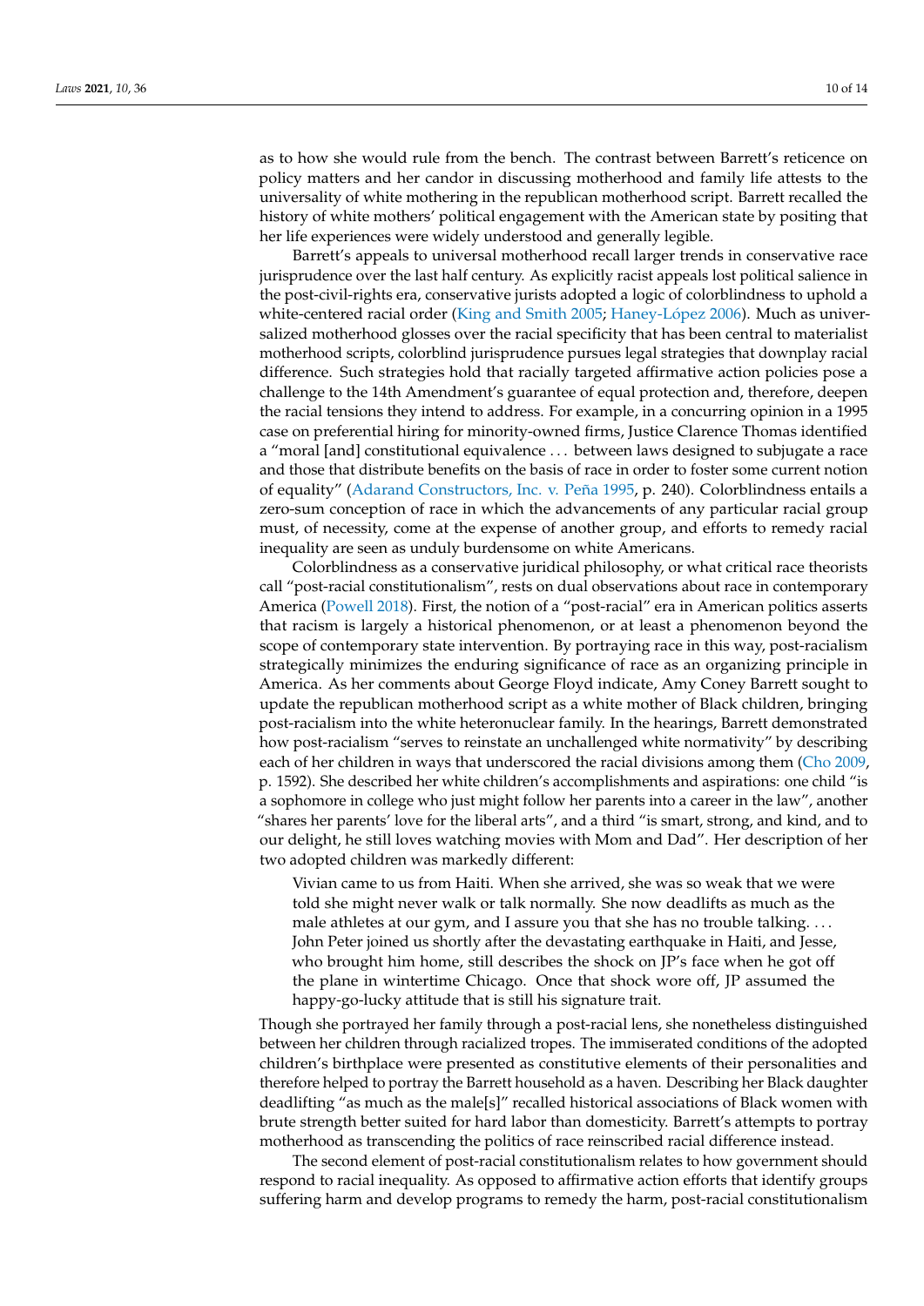as to how she would rule from the bench. The contrast between Barrett's reticence on policy matters and her candor in discussing motherhood and family life attests to the universality of white mothering in the republican motherhood script. Barrett recalled the history of white mothers' political engagement with the American state by positing that her life experiences were widely understood and generally legible.

Barrett's appeals to universal motherhood recall larger trends in conservative race jurisprudence over the last half century. As explicitly racist appeals lost political salience in the post-civil-rights era, conservative jurists adopted a logic of colorblindness to uphold a white-centered racial order (King and Smith 2005; Haney-López 2006). Much as universalized motherhood glosses over the racial specificity that has been central to materialist motherhood scripts, colorblind jurisprudence pursues legal strategies that downplay racial difference. Such strategies hold that racially targeted affirmative action policies pose a challenge to the 14th Amendment's guarantee of equal protection and, therefore, deepen the racial tensions they intend to address. For example, in a concurring opinion in a 1995 case on preferential hiring for minority-owned firms, Justice Clarence Thomas identified a "moral [and] constitutional equivalence . . . between laws designed to subjugate a race and those that distribute benefits on the basis of race in order to foster some current notion of equality" (Adarand Constructors, Inc. v. Peña 1995, p. 240). Colorblindness entails a zero-sum conception of race in which the advancements of any particular racial group must, of necessity, come at the expense of another group, and efforts to remedy racial inequality are seen as unduly burdensome on white Americans.

Colorblindness as a conservative juridical philosophy, or what critical race theorists call "post-racial constitutionalism", rests on dual observations about race in contemporary America (Powell 2018). First, the notion of a "post-racial" era in American politics asserts that racism is largely a historical phenomenon, or at least a phenomenon beyond the scope of contemporary state intervention. By portraying race in this way, post-racialism strategically minimizes the enduring significance of race as an organizing principle in America. As her comments about George Floyd indicate, Amy Coney Barrett sought to update the republican motherhood script as a white mother of Black children, bringing post-racialism into the white heteronuclear family. In the hearings, Barrett demonstrated how post-racialism "serves to reinstate an unchallenged white normativity" by describing each of her children in ways that underscored the racial divisions among them (Cho 2009, p. 1592). She described her white children's accomplishments and aspirations: one child "is a sophomore in college who just might follow her parents into a career in the law", another "shares her parents' love for the liberal arts", and a third "is smart, strong, and kind, and to our delight, he still loves watching movies with Mom and Dad". Her description of her two adopted children was markedly different:

> Vivian came to us from Haiti. When she arrived, she was so weak that we were told she might never walk or talk normally. She now deadlifts as much as the male athletes at our gym, and I assure you that she has no trouble talking. . . . John Peter joined us shortly after the devastating earthquake in Haiti, and Jesse, who brought him home, still describes the shock on JP's face when he got off the plane in wintertime Chicago. Once that shock wore off, JP assumed the happy-go-lucky attitude that is still his signature trait.

Though she portrayed her family through a post-racial lens, she nonetheless distinguished between her children through racialized tropes. The immiserated conditions of the adopted children's birthplace were presented as constitutive elements of their personalities and therefore helped to portray the Barrett household as a haven. Describing her Black daughter deadlifting "as much as the male[s]" recalled historical associations of Black women with brute strength better suited for hard labor than domesticity. Barrett's attempts to portray motherhood as transcending the politics of race reinscribed racial difference instead.

The second element of post-racial constitutionalism relates to how government should respond to racial inequality. As opposed to affirmative action efforts that identify groups suffering harm and develop programs to remedy the harm, post-racial constitutionalism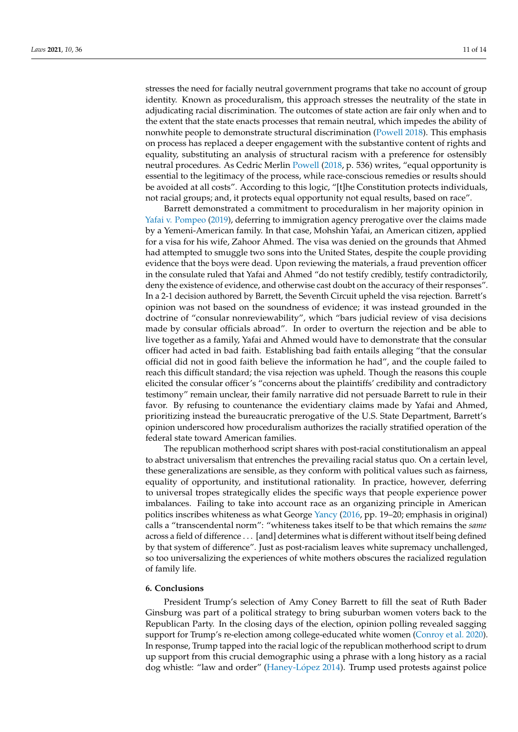stresses the need for facially neutral government programs that take no account of group identity. Known as proceduralism, this approach stresses the neutrality of the state in adjudicating racial discrimination. The outcomes of state action are fair only when and to the extent that the state enacts processes that remain neutral, which impedes the ability of nonwhite people to demonstrate structural discrimination (Powell 2018). This emphasis on process has replaced a deeper engagement with the substantive content of rights and equality, substituting an analysis of structural racism with a preference for ostensibly neutral procedures. As Cedric Merlin Powell (2018, p. 536) writes, "equal opportunity is essential to the legitimacy of the process, while race-conscious remedies or results should be avoided at all costs". According to this logic, "[t]he Constitution protects individuals, not racial groups; and, it protects equal opportunity not equal results, based on race".

Barrett demonstrated a commitment to proceduralism in her majority opinion in Yafai v. Pompeo (2019), deferring to immigration agency prerogative over the claims made by a Yemeni-American family. In that case, Mohshin Yafai, an American citizen, applied for a visa for his wife, Zahoor Ahmed. The visa was denied on the grounds that Ahmed had attempted to smuggle two sons into the United States, despite the couple providing evidence that the boys were dead. Upon reviewing the materials, a fraud prevention officer in the consulate ruled that Yafai and Ahmed "do not testify credibly, testify contradictorily, deny the existence of evidence, and otherwise cast doubt on the accuracy of their responses". In a 2-1 decision authored by Barrett, the Seventh Circuit upheld the visa rejection. Barrett's opinion was not based on the soundness of evidence; it was instead grounded in the doctrine of "consular nonreviewability", which "bars judicial review of visa decisions made by consular officials abroad". In order to overturn the rejection and be able to live together as a family, Yafai and Ahmed would have to demonstrate that the consular officer had acted in bad faith. Establishing bad faith entails alleging "that the consular official did not in good faith believe the information he had", and the couple failed to reach this difficult standard; the visa rejection was upheld. Though the reasons this couple elicited the consular officer's "concerns about the plaintiffs' credibility and contradictory testimony" remain unclear, their family narrative did not persuade Barrett to rule in their favor. By refusing to countenance the evidentiary claims made by Yafai and Ahmed, prioritizing instead the bureaucratic prerogative of the U.S. State Department, Barrett's opinion underscored how proceduralism authorizes the racially stratified operation of the federal state toward American families.

The republican motherhood script shares with post-racial constitutionalism an appeal to abstract universalism that entrenches the prevailing racial status quo. On a certain level, these generalizations are sensible, as they conform with political values such as fairness, equality of opportunity, and institutional rationality. In practice, however, deferring to universal tropes strategically elides the specific ways that people experience power imbalances. Failing to take into account race as an organizing principle in American politics inscribes whiteness as what George Yancy (2016, pp. 19–20; emphasis in original) calls a "transcendental norm": "whiteness takes itself to be that which remains the *same* across a field of difference . . . [and] determines what is different without itself being defined by that system of difference". Just as post-racialism leaves white supremacy unchallenged, so too universalizing the experiences of white mothers obscures the racialized regulation of family life.

## 6. Conclusions

President Trump's selection of Amy Coney Barrett to fill the seat of Ruth Bader Ginsburg was part of a political strategy to bring suburban women voters back to the Republican Party. In the closing days of the election, opinion polling revealed sagging support for Trump's re-election among college-educated white women (Conroy et al. 2020). In response, Trump tapped into the racial logic of the republican motherhood script to drum up support from this crucial demographic using a phrase with a long history as a racial dog whistle: "law and order" (Haney-López 2014). Trump used protests against police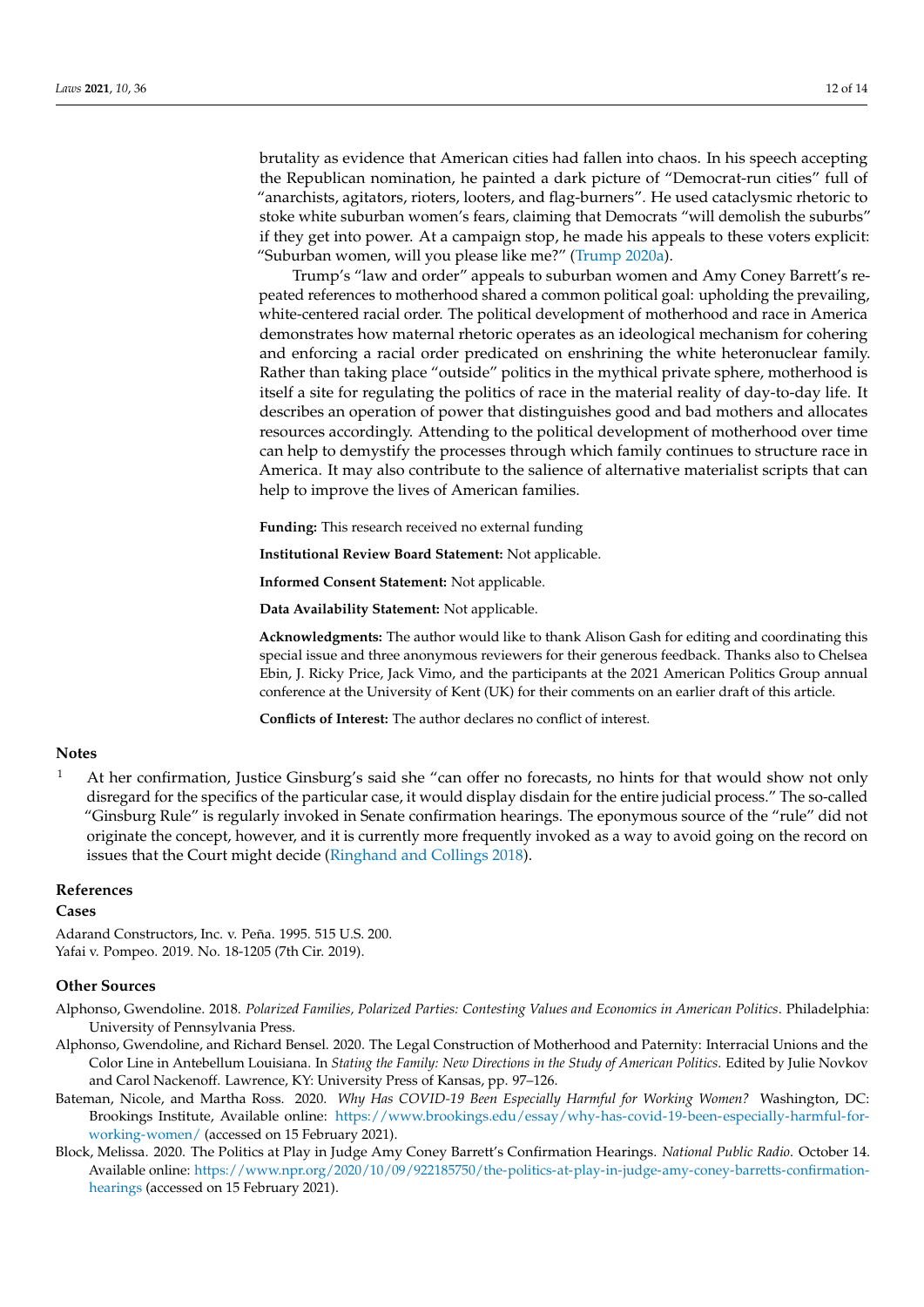brutality as evidence that American cities had fallen into chaos. In his speech accepting the Republican nomination, he painted a dark picture of "Democrat-run cities" full of "anarchists, agitators, rioters, looters, and flag-burners". He used cataclysmic rhetoric to stoke white suburban women's fears, claiming that Democrats "will demolish the suburbs" if they get into power. At a campaign stop, he made his appeals to these voters explicit: "Suburban women, will you please like me?" (Trump 2020a).

Trump's "law and order" appeals to suburban women and Amy Coney Barrett's repeated references to motherhood shared a common political goal: upholding the prevailing, white-centered racial order. The political development of motherhood and race in America demonstrates how maternal rhetoric operates as an ideological mechanism for cohering and enforcing a racial order predicated on enshrining the white heteronuclear family. Rather than taking place "outside" politics in the mythical private sphere, motherhood is itself a site for regulating the politics of race in the material reality of day-to-day life. It describes an operation of power that distinguishes good and bad mothers and allocates resources accordingly. Attending to the political development of motherhood over time can help to demystify the processes through which family continues to structure race in America. It may also contribute to the salience of alternative materialist scripts that can help to improve the lives of American families.

**Funding:** This research received no external funding

**Institutional Review Board Statement:** Not applicable.

**Informed Consent Statement:** Not applicable.

**Data Availability Statement:** Not applicable.

**Acknowledgments:** The author would like to thank Alison Gash for editing and coordinating this special issue and three anonymous reviewers for their generous feedback. Thanks also to Chelsea Ebin, J. Ricky Price, Jack Vimo, and the participants at the 2021 American Politics Group annual conference at the University of Kent (UK) for their comments on an earlier draft of this article.

**Conflicts of Interest:** The author declares no conflict of interest.

## Notes

1 At her confirmation, Justice Ginsburg's said she "can offer no forecasts, no hints for that would show not only disregard for the specifics of the particular case, it would display disdain for the entire judicial process." The so-called "Ginsburg Rule" is regularly invoked in Senate confirmation hearings. The eponymous source of the "rule" did not originate the concept, however, and it is currently more frequently invoked as a way to avoid going on the record on issues that the Court might decide (Ringhand and Collings 2018).

## References

### Cases

Adarand Constructors, Inc. v. Peña. 1995. 515 U.S. 200.
Yafai v. Pompeo. 2019. No. 18-1205 (7th Cir. 2019).

### Other Sources

Alphonso, Gwendoline. 2018. *Polarized Families, Polarized Parties: Contesting Values and Economics in American Politics*. Philadelphia: University of Pennsylvania Press.

Alphonso, Gwendoline, and Richard Bensel. 2020. The Legal Construction of Motherhood and Paternity: Interracial Unions and the Color Line in Antebellum Louisiana. In *Stating the Family: New Directions in the Study of American Politics*. Edited by Julie Novkov and Carol Nackenoff. Lawrence, KY: University Press of Kansas, pp. 97–126.

Bateman, Nicole, and Martha Ross. 2020. *Why Has COVID-19 Been Especially Harmful for Working Women?* Washington, DC: Brookings Institute, Available online: https://www.brookings.edu/essay/why-has-covid-19-been-especially-harmful-for-working-women/ (accessed on 15 February 2021).

Block, Melissa. 2020. The Politics at Play in Judge Amy Coney Barrett's Confirmation Hearings. *National Public Radio*. October 14. Available online: https://www.npr.org/2020/10/09/922185750/the-politics-at-play-in-judge-amy-coney-barretts-confirmation-hearings (accessed on 15 February 2021).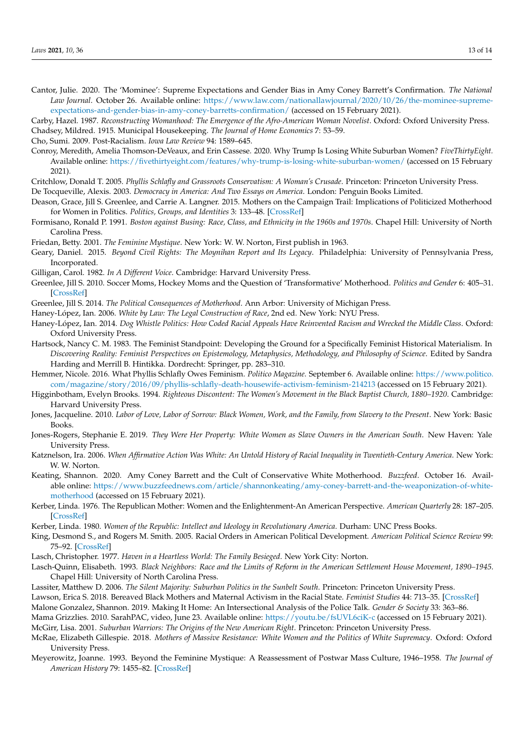Cantor, Julie. 2020. The 'Mominee': Supreme Expectations and Gender Bias in Amy Coney Barrett's Confirmation. *The National Law Journal*. October 26. Available online: https://www.law.com/nationallawjournal/2020/10/26/the-mominee-supreme-expectations-and-gender-bias-in-amy-coney-barretts-confirmation/ (accessed on 15 February 2021).

Carby, Hazel. 1987. *Reconstructing Womanhood: The Emergence of the Afro-American Woman Novelist*. Oxford: Oxford University Press.

Chadsey, Mildred. 1915. Municipal Housekeeping. *The Journal of Home Economics* 7: 53–59.

Cho, Sumi. 2009. Post-Racialism. *Iowa Law Review* 94: 1589–645.

Conroy, Meredith, Amelia Thomson-DeVeaux, and Erin Cassese. 2020. Why Trump Is Losing White Suburban Women? *FiveThirtyEight*. Available online: https://fivethirtyeight.com/features/why-trump-is-losing-white-suburban-women/ (accessed on 15 February 2021).

Critchlow, Donald T. 2005. *Phyllis Schlafly and Grassroots Conservatism: A Woman's Crusade*. Princeton: Princeton University Press.

De Tocqueville, Alexis. 2003. *Democracy in America: And Two Essays on America*. London: Penguin Books Limited.

Deason, Grace, Jill S. Greenlee, and Carrie A. Langner. 2015. Mothers on the Campaign Trail: Implications of Politicized Motherhood for Women in Politics. *Politics, Groups, and Identities* 3: 133–48. [CrossRef]

Formisano, Ronald P. 1991. *Boston against Busing: Race, Class, and Ethnicity in the 1960s and 1970s*. Chapel Hill: University of North Carolina Press.

Friedan, Betty. 2001. *The Feminine Mystique*. New York: W. W. Norton, First publish in 1963.

Geary, Daniel. 2015. *Beyond Civil Rights: The Moynihan Report and Its Legacy*. Philadelphia: University of Pennsylvania Press, Incorporated.

Gilligan, Carol. 1982. *In A Different Voice*. Cambridge: Harvard University Press.

Greenlee, Jill S. 2010. Soccer Moms, Hockey Moms and the Question of 'Transformative' Motherhood. *Politics and Gender* 6: 405–31. [CrossRef]

Greenlee, Jill S. 2014. *The Political Consequences of Motherhood*. Ann Arbor: University of Michigan Press.

Haney-López, Ian. 2006. *White by Law: The Legal Construction of Race*, 2nd ed. New York: NYU Press.

Haney-López, Ian. 2014. *Dog Whistle Politics: How Coded Racial Appeals Have Reinvented Racism and Wrecked the Middle Class*. Oxford: Oxford University Press.

Hartsock, Nancy C. M. 1983. The Feminist Standpoint: Developing the Ground for a Specifically Feminist Historical Materialism. In *Discovering Reality: Feminist Perspectives on Epistemology, Metaphysics, Methodology, and Philosophy of Science*. Edited by Sandra Harding and Merrill B. Hintikka. Dordrecht: Springer, pp. 283–310.

Hemmer, Nicole. 2016. What Phyllis Schlafly Owes Feminism. *Politico Magazine*. September 6. Available online: https://www.politico.com/magazine/story/2016/09/phyllis-schlafly-death-housewife-activism-feminism-214213 (accessed on 15 February 2021).

Higginbotham, Evelyn Brooks. 1994. *Righteous Discontent: The Women's Movement in the Black Baptist Church, 1880–1920*. Cambridge: Harvard University Press.

Jones, Jacqueline. 2010. *Labor of Love, Labor of Sorrow: Black Women, Work, and the Family, from Slavery to the Present*. New York: Basic Books.

Jones-Rogers, Stephanie E. 2019. *They Were Her Property: White Women as Slave Owners in the American South*. New Haven: Yale University Press.

Katznelson, Ira. 2006. *When Affirmative Action Was White: An Untold History of Racial Inequality in Twentieth-Century America*. New York: W. W. Norton.

Keating, Shannon. 2020. Amy Coney Barrett and the Cult of Conservative White Motherhood. *Buzzfeed*. October 16. Available online: https://www.buzzfeednews.com/article/shannonkeating/amy-coney-barrett-and-the-weaponization-of-white-motherhood (accessed on 15 February 2021).

Kerber, Linda. 1976. The Republican Mother: Women and the Enlightenment-An American Perspective. *American Quarterly* 28: 187–205. [CrossRef]

Kerber, Linda. 1980. *Women of the Republic: Intellect and Ideology in Revolutionary America*. Durham: UNC Press Books.

King, Desmond S., and Rogers M. Smith. 2005. Racial Orders in American Political Development. *American Political Science Review* 99: 75–92. [CrossRef]

Lasch, Christopher. 1977. *Haven in a Heartless World: The Family Besieged*. New York City: Norton.

Lasch-Quinn, Elisabeth. 1993. *Black Neighbors: Race and the Limits of Reform in the American Settlement House Movement, 1890–1945*. Chapel Hill: University of North Carolina Press.

Lassiter, Matthew D. 2006. *The Silent Majority: Suburban Politics in the Sunbelt South*. Princeton: Princeton University Press.

Lawson, Erica S. 2018. Bereaved Black Mothers and Maternal Activism in the Racial State. *Feminist Studies* 44: 713–35. [CrossRef]

Malone Gonzalez, Shannon. 2019. Making It Home: An Intersectional Analysis of the Police Talk. *Gender & Society* 33: 363–86.

Mama Grizzlies. 2010. SarahPAC, video, June 23. Available online: https://youtu.be/fsUVL6ciK-c (accessed on 15 February 2021).

McGirr, Lisa. 2001. *Suburban Warriors: The Origins of the New American Right*. Princeton: Princeton University Press.

McRae, Elizabeth Gillespie. 2018. *Mothers of Massive Resistance: White Women and the Politics of White Supremacy*. Oxford: Oxford University Press.

Meyerowitz, Joanne. 1993. Beyond the Feminine Mystique: A Reassessment of Postwar Mass Culture, 1946–1958. *The Journal of American History* 79: 1455–82. [CrossRef]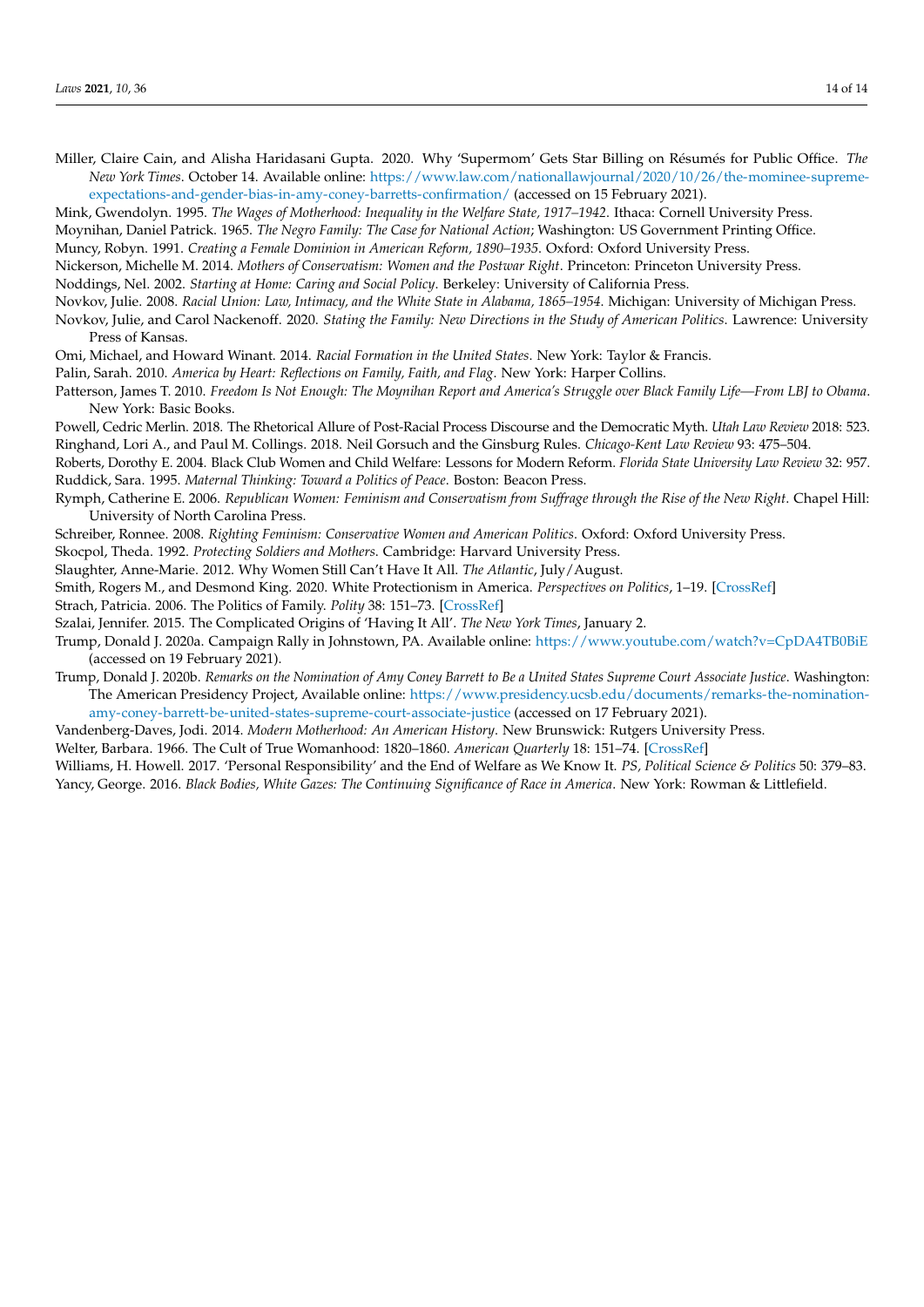Miller, Claire Cain, and Alisha Haridasani Gupta. 2020. Why 'Supermom' Gets Star Billing on Résumés for Public Office. *The New York Times*. October 14. Available online: https://www.law.com/nationallawjournal/2020/10/26/the-mominee-supreme-expectations-and-gender-bias-in-amy-coney-barretts-confirmation/ (accessed on 15 February 2021).

Mink, Gwendolyn. 1995. *The Wages of Motherhood: Inequality in the Welfare State, 1917–1942*. Ithaca: Cornell University Press.

Moynihan, Daniel Patrick. 1965. *The Negro Family: The Case for National Action*; Washington: US Government Printing Office.

Muncy, Robyn. 1991. *Creating a Female Dominion in American Reform, 1890–1935*. Oxford: Oxford University Press.

Nickerson, Michelle M. 2014. *Mothers of Conservatism: Women and the Postwar Right*. Princeton: Princeton University Press.

Noddings, Nel. 2002. *Starting at Home: Caring and Social Policy*. Berkeley: University of California Press.

Novkov, Julie. 2008. *Racial Union: Law, Intimacy, and the White State in Alabama, 1865–1954*. Michigan: University of Michigan Press.

Novkov, Julie, and Carol Nackenoff. 2020. *Stating the Family: New Directions in the Study of American Politics*. Lawrence: University Press of Kansas.

Omi, Michael, and Howard Winant. 2014. *Racial Formation in the United States*. New York: Taylor & Francis.

Palin, Sarah. 2010. *America by Heart: Reflections on Family, Faith, and Flag*. New York: Harper Collins.

Patterson, James T. 2010. *Freedom Is Not Enough: The Moynihan Report and America's Struggle over Black Family Life—From LBJ to Obama*. New York: Basic Books.

Powell, Cedric Merlin. 2018. The Rhetorical Allure of Post-Racial Process Discourse and the Democratic Myth. *Utah Law Review* 2018: 523.

Ringhand, Lori A., and Paul M. Collings. 2018. Neil Gorsuch and the Ginsburg Rules. *Chicago-Kent Law Review* 93: 475–504.

Roberts, Dorothy E. 2004. Black Club Women and Child Welfare: Lessons for Modern Reform. *Florida State University Law Review* 32: 957.

Ruddick, Sara. 1995. *Maternal Thinking: Toward a Politics of Peace*. Boston: Beacon Press.

Rymph, Catherine E. 2006. *Republican Women: Feminism and Conservatism from Suffrage through the Rise of the New Right*. Chapel Hill: University of North Carolina Press.

Schreiber, Ronnee. 2008. *Righting Feminism: Conservative Women and American Politics*. Oxford: Oxford University Press.

Skocpol, Theda. 1992. *Protecting Soldiers and Mothers*. Cambridge: Harvard University Press.

Slaughter, Anne-Marie. 2012. Why Women Still Can't Have It All. *The Atlantic*, July/August.

Smith, Rogers M., and Desmond King. 2020. White Protectionism in America. *Perspectives on Politics*, 1–19. [CrossRef]

Strach, Patricia. 2006. The Politics of Family. *Polity* 38: 151–73. [CrossRef]

Szalai, Jennifer. 2015. The Complicated Origins of 'Having It All'. *The New York Times*, January 2.

Trump, Donald J. 2020a. Campaign Rally in Johnstown, PA. Available online: https://www.youtube.com/watch?v=CpDA4TB0BiE (accessed on 19 February 2021).

Trump, Donald J. 2020b. *Remarks on the Nomination of Amy Coney Barrett to Be a United States Supreme Court Associate Justice*. Washington: The American Presidency Project, Available online: https://www.presidency.ucsb.edu/documents/remarks-the-nomination-amy-coney-barrett-be-united-states-supreme-court-associate-justice (accessed on 17 February 2021).

Vandenberg-Daves, Jodi. 2014. *Modern Motherhood: An American History*. New Brunswick: Rutgers University Press.

Welter, Barbara. 1966. The Cult of True Womanhood: 1820–1860. *American Quarterly* 18: 151–74. [CrossRef]

Williams, H. Howell. 2017. 'Personal Responsibility' and the End of Welfare as We Know It. *PS, Political Science & Politics* 50: 379–83.

Yancy, George. 2016. *Black Bodies, White Gazes: The Continuing Significance of Race in America*. New York: Rowman & Littlefield.